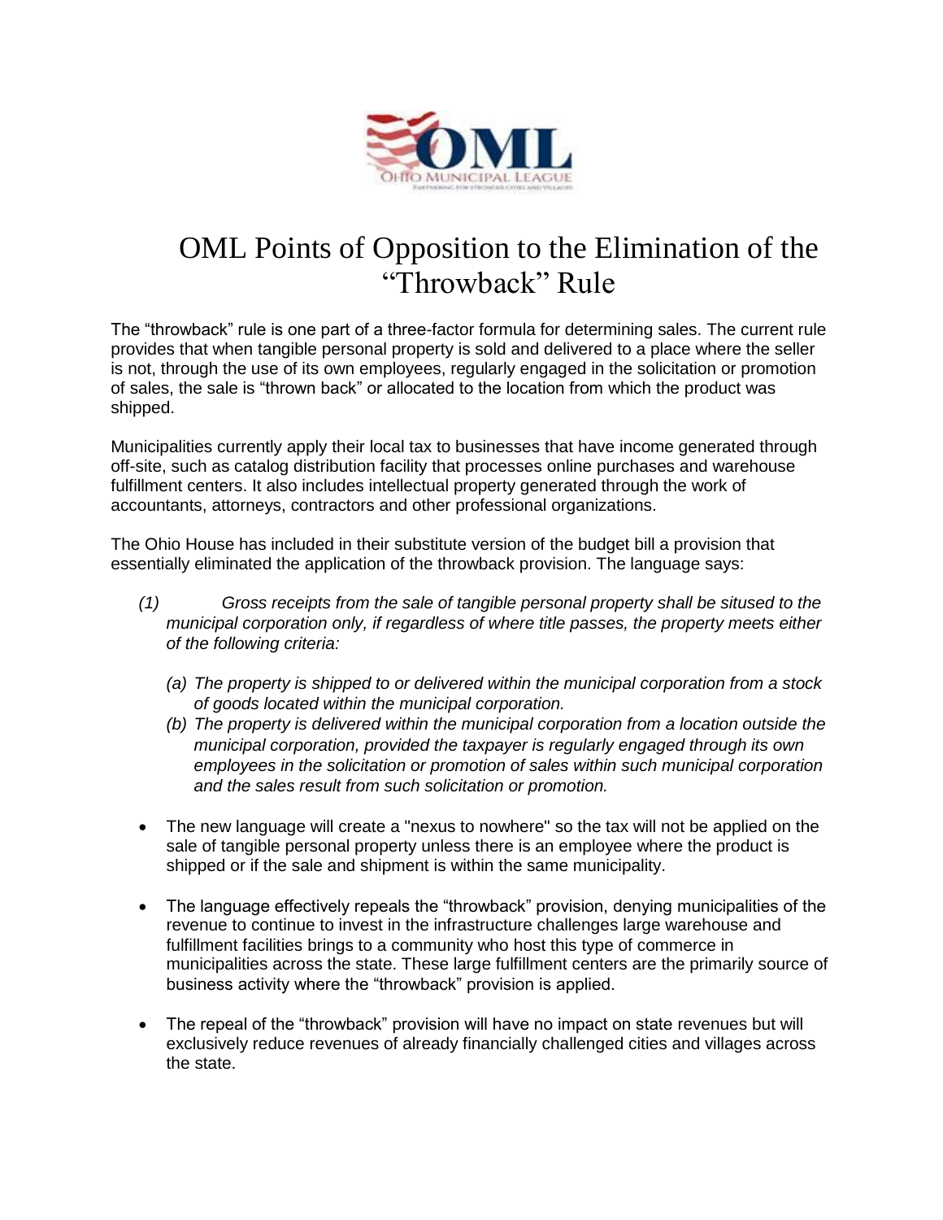# OML Points of Opposition to the Elimination of the "Throwback" Rule

The "throwback" rule is one part of a three-factor formula for determining sales. The current rule provides that when tangible personal property is sold and delivered to a place where the seller is not, through the use of its own employees, regularly engaged in the solicitation or promotion of sales, the sale is "thrown back" or allocated to the location from which the product was shipped.

Municipalities currently apply their local tax to businesses that have income generated through off-site, such as catalog distribution facility that processes online purchases and warehouse fulfillment centers. It also includes intellectual property generated through the work of accountants, attorneys, contractors and other professional organizations.

The Ohio House has included in their substitute version of the budget bill a provision that essentially eliminated the application of the throwback provision. The language says:

*(1) Gross receipts from the sale of tangible personal property shall be sitused to the municipal corporation only, if regardless of where title passes, the property meets either of the following criteria:*

- *(a) The property is shipped to or delivered within the municipal corporation from a stock of goods located within the municipal corporation.*
- *(b) The property is delivered within the municipal corporation from a location outside the municipal corporation, provided the taxpayer is regularly engaged through its own employees in the solicitation or promotion of sales within such municipal corporation and the sales result from such solicitation or promotion.*

- The new language will create a "nexus to nowhere" so the tax will not be applied on the sale of tangible personal property unless there is an employee where the product is shipped or if the sale and shipment is within the same municipality.
- The language effectively repeals the "throwback" provision, denying municipalities of the revenue to continue to invest in the infrastructure challenges large warehouse and fulfillment facilities brings to a community who host this type of commerce in municipalities across the state. These large fulfillment centers are the primarily source of business activity where the "throwback" provision is applied.
- The repeal of the "throwback" provision will have no impact on state revenues but will exclusively reduce revenues of already financially challenged cities and villages across the state.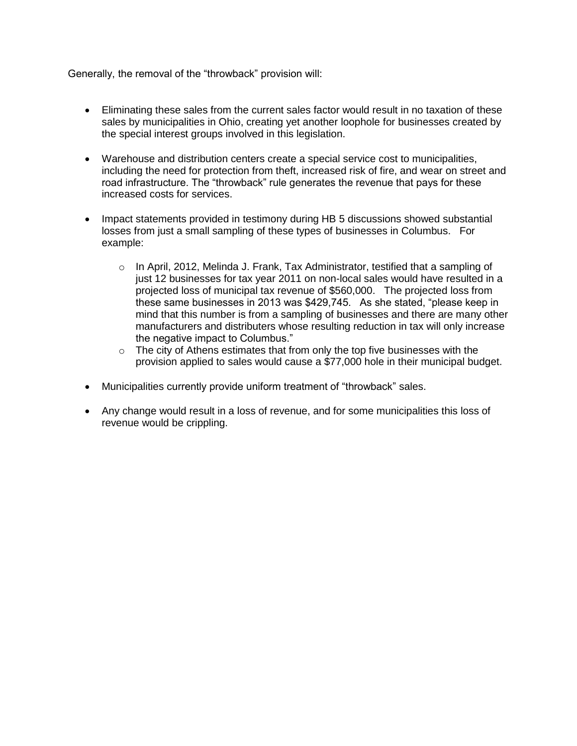Generally, the removal of the "throwback" provision will:

- Eliminating these sales from the current sales factor would result in no taxation of these sales by municipalities in Ohio, creating yet another loophole for businesses created by the special interest groups involved in this legislation.

- Warehouse and distribution centers create a special service cost to municipalities, including the need for protection from theft, increased risk of fire, and wear on street and road infrastructure. The "throwback" rule generates the revenue that pays for these increased costs for services.

- Impact statements provided in testimony during HB 5 discussions showed substantial losses from just a small sampling of these types of businesses in Columbus. For example:

    - In April, 2012, Melinda J. Frank, Tax Administrator, testified that a sampling of just 12 businesses for tax year 2011 on non-local sales would have resulted in a projected loss of municipal tax revenue of $560,000. The projected loss from these same businesses in 2013 was $429,745. As she stated, "please keep in mind that this number is from a sampling of businesses and there are many other manufacturers and distributers whose resulting reduction in tax will only increase the negative impact to Columbus."
    - The city of Athens estimates that from only the top five businesses with the provision applied to sales would cause a $77,000 hole in their municipal budget.

- Municipalities currently provide uniform treatment of "throwback" sales.

- Any change would result in a loss of revenue, and for some municipalities this loss of revenue would be crippling.